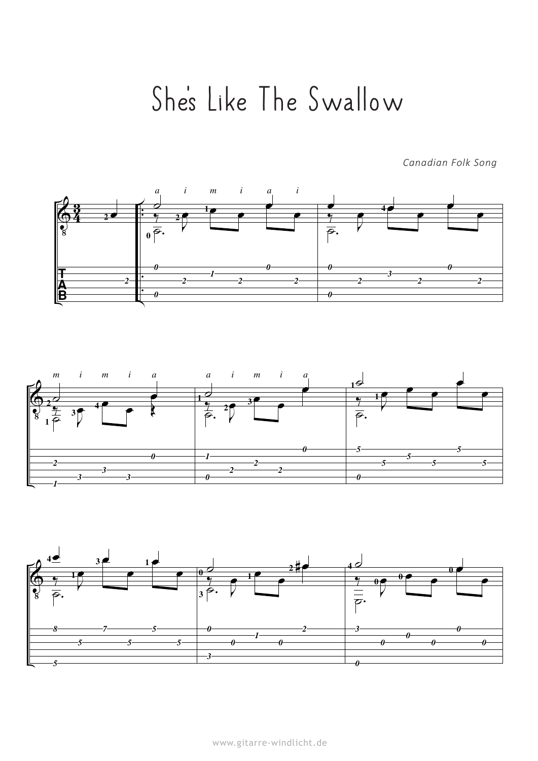# She's Like The Swallow

*Canadian Folk Song*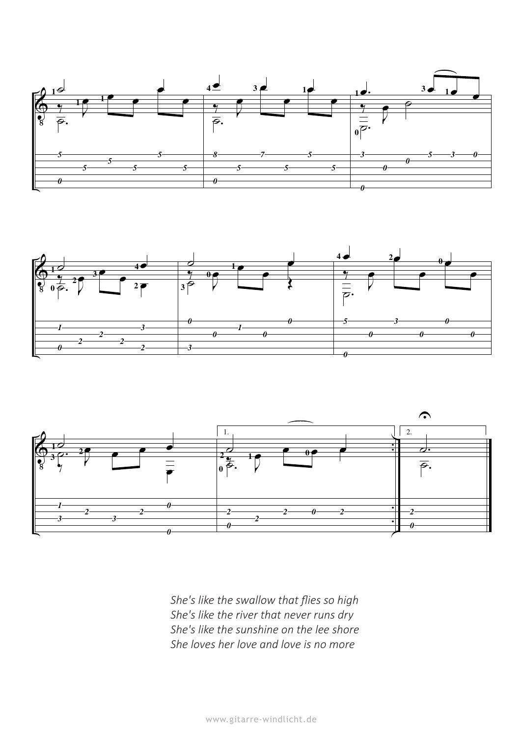*She's like the swallow that flies so high*
*She's like the river that never runs dry*
*She's like the sunshine on the lee shore*
*She loves her love and love is no more*